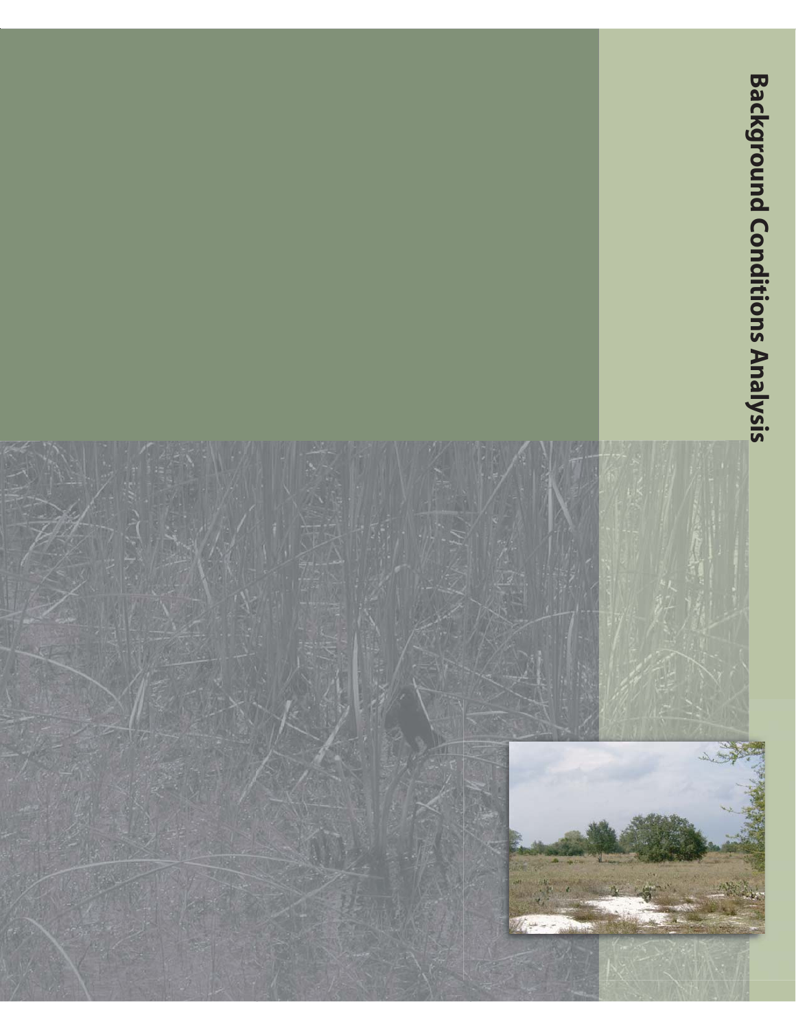# Background Conditions Analysis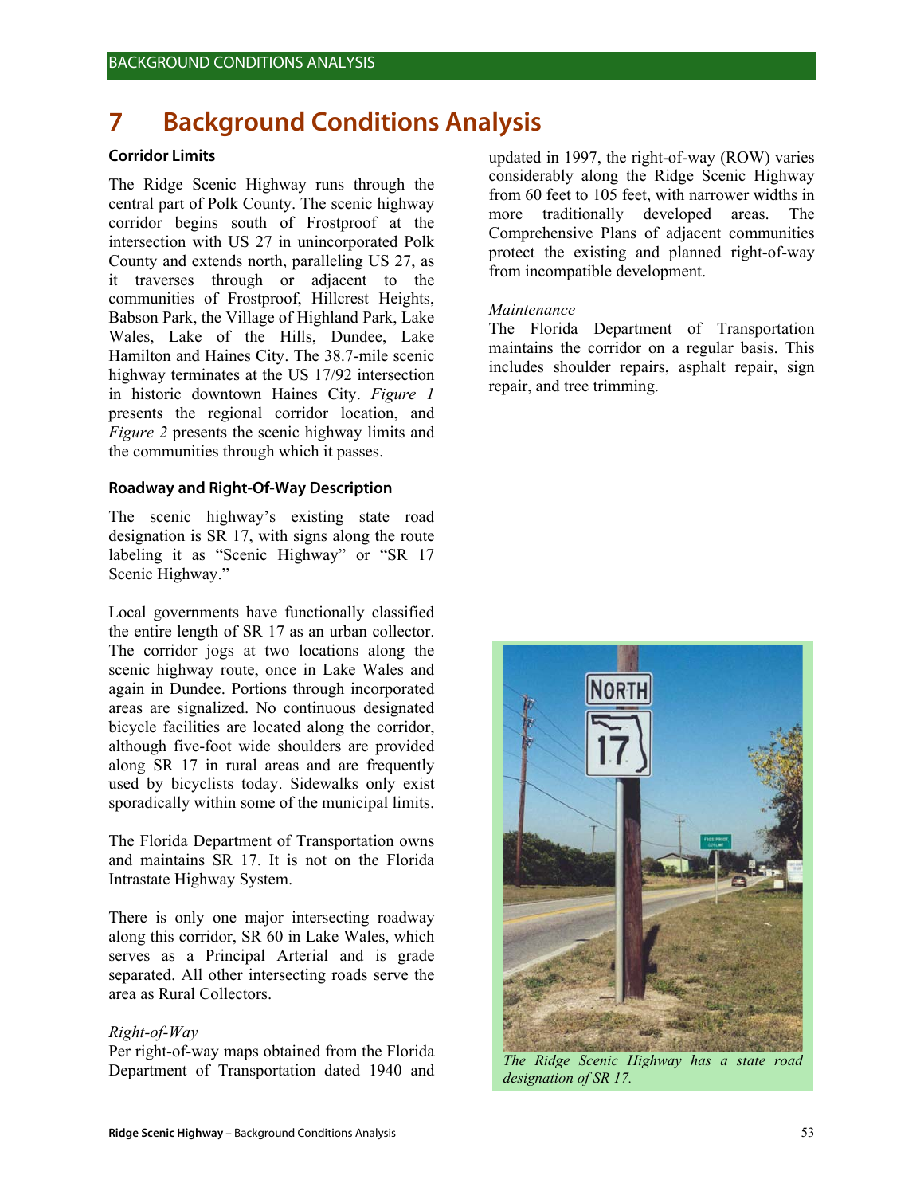# 7 Background Conditions Analysis

### Corridor Limits

The Ridge Scenic Highway runs through the central part of Polk County. The scenic highway corridor begins south of Frostproof at the intersection with US 27 in unincorporated Polk County and extends north, paralleling US 27, as it traverses through or adjacent to the communities of Frostproof, Hillcrest Heights, Babson Park, the Village of Highland Park, Lake Wales, Lake of the Hills, Dundee, Lake Hamilton and Haines City. The 38.7-mile scenic highway terminates at the US 17/92 intersection in historic downtown Haines City. *Figure 1* presents the regional corridor location, and *Figure 2* presents the scenic highway limits and the communities through which it passes.

### Roadway and Right-Of-Way Description

The scenic highway's existing state road designation is SR 17, with signs along the route labeling it as "Scenic Highway" or "SR 17 Scenic Highway."

Local governments have functionally classified the entire length of SR 17 as an urban collector. The corridor jogs at two locations along the scenic highway route, once in Lake Wales and again in Dundee. Portions through incorporated areas are signalized. No continuous designated bicycle facilities are located along the corridor, although five-foot wide shoulders are provided along SR 17 in rural areas and are frequently used by bicyclists today. Sidewalks only exist sporadically within some of the municipal limits.

The Florida Department of Transportation owns and maintains SR 17. It is not on the Florida Intrastate Highway System.

There is only one major intersecting roadway along this corridor, SR 60 in Lake Wales, which serves as a Principal Arterial and is grade separated. All other intersecting roads serve the area as Rural Collectors.

*Right-of-Way*

Per right-of-way maps obtained from the Florida Department of Transportation dated 1940 and updated in 1997, the right-of-way (ROW) varies considerably along the Ridge Scenic Highway from 60 feet to 105 feet, with narrower widths in more traditionally developed areas. The Comprehensive Plans of adjacent communities protect the existing and planned right-of-way from incompatible development.

*Maintenance*

The Florida Department of Transportation maintains the corridor on a regular basis. This includes shoulder repairs, asphalt repair, sign repair, and tree trimming.

*The Ridge Scenic Highway has a state road designation of SR 17.*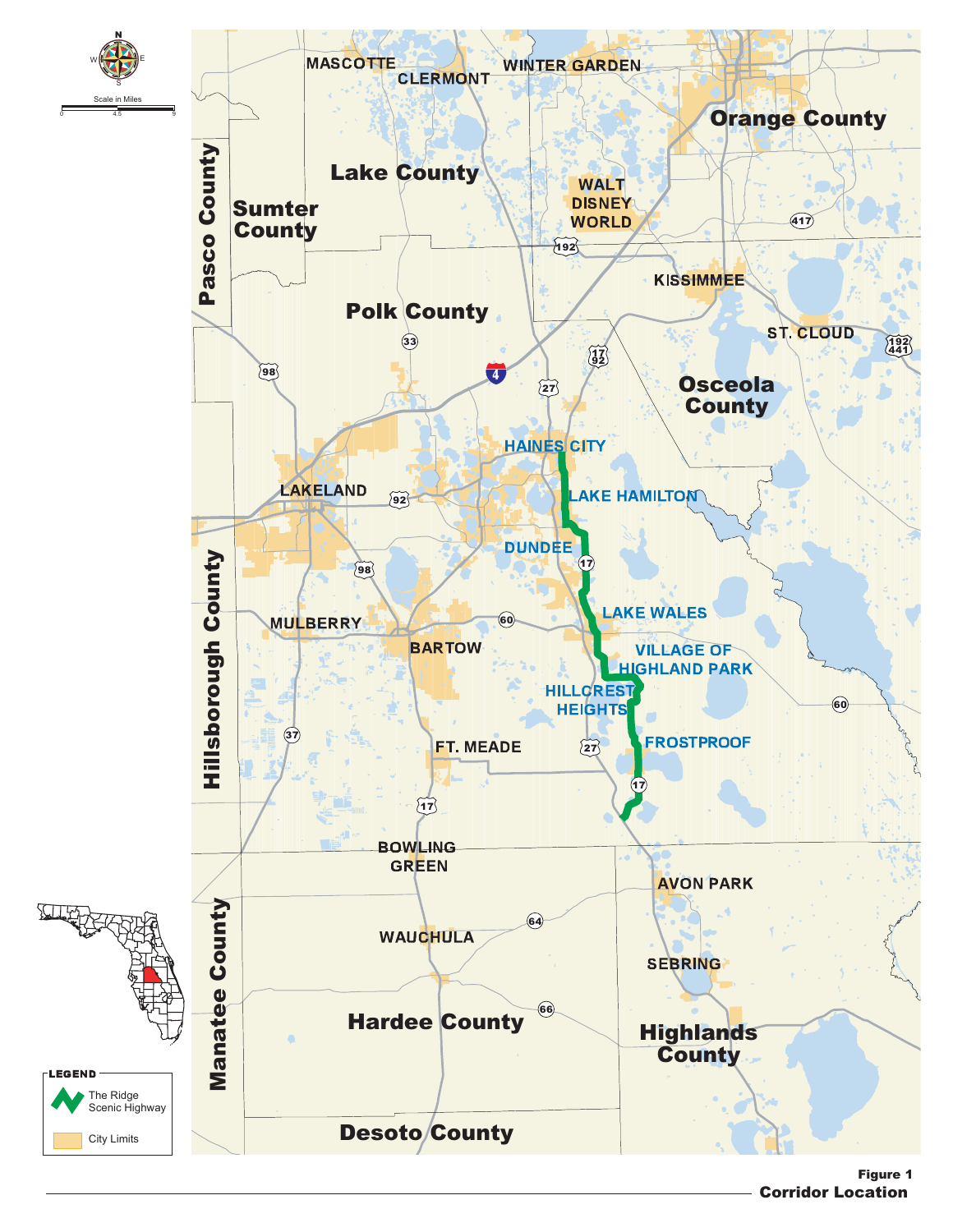**Figure 1**
**Corridor Location**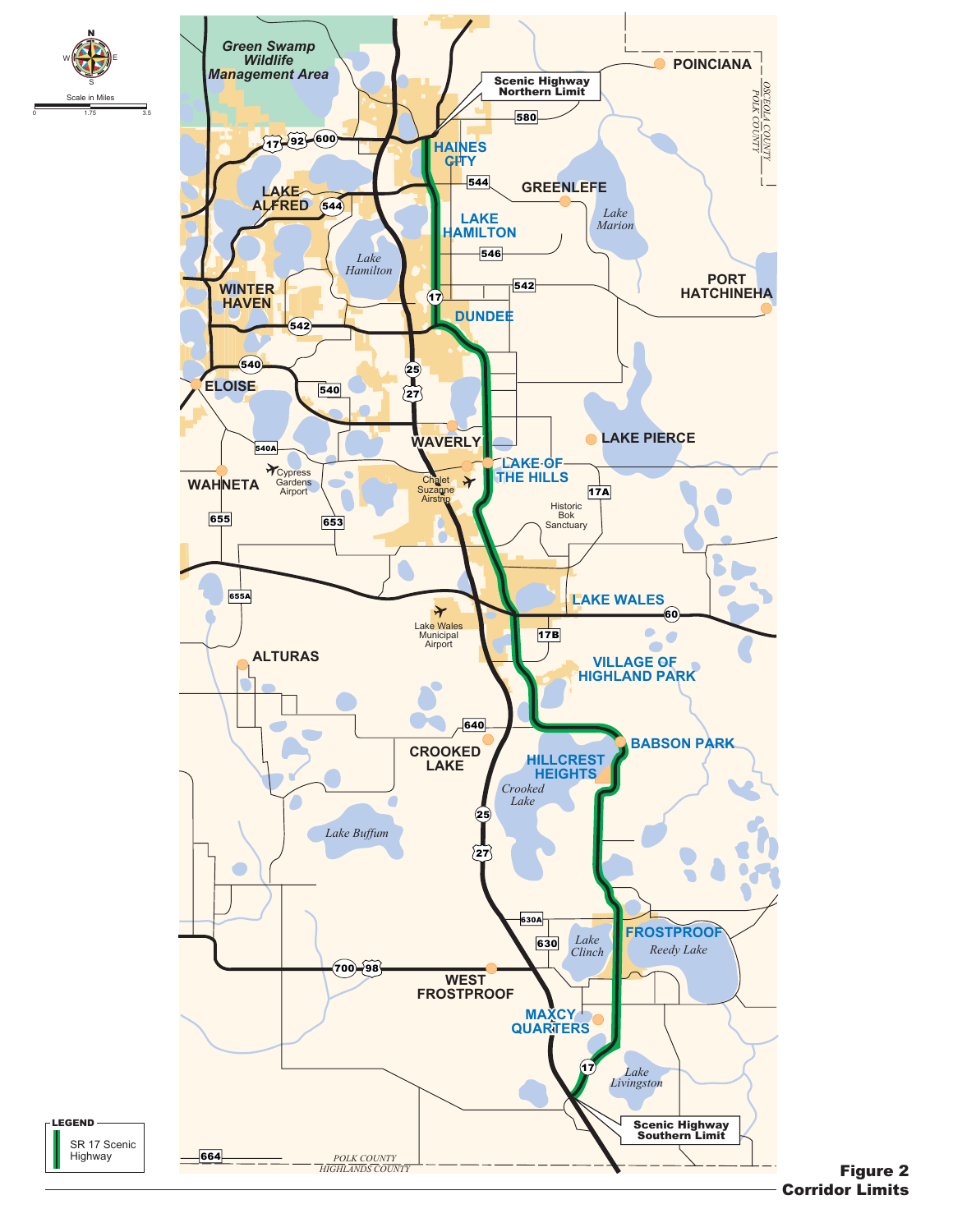Scale in Miles

0 1.75 3.5

Green Swamp Wildlife Management Area

Scenic Highway Northern Limit

POINCIANA

OSCEOLA COUNTY
POLK COUNTY

580

17 92 600

HAINES CITY

544

GREENLEFE

LAKE ALFRED 544

LAKE HAMILTON

Lake Marion

546

Lake Hamilton

PORT HATCHINEHA

WINTER HAVEN

17

542

DUNDEE

542

540

25

ELOISE

540

27

LAKE PIERCE

540A

WAVERLY

LAKE-OF-THE HILLS

WAHNETA

Cypress Gardens Airport

Chalet Suzanne Airstrip

17A

Historic Bok Sanctuary

655

653

655A

LAKE WALES

60

Lake Wales Municipal Airport

17B

ALTURAS

VILLAGE OF HIGHLAND PARK

640

CROOKED LAKE

BABSON PARK

HILLCREST HEIGHTS

Crooked Lake

25

Lake Buffum

27

630A

630

Lake Clinch

FROSTPROOF

Reedy Lake

700 98

WEST FROSTPROOF

MAXCY QUARTERS

17

Lake Livingston

Scenic Highway Southern Limit

664

POLK COUNTY
HIGHLANDS COUNTY

LEGEND

SR 17 Scenic Highway

**Figure 2**
**Corridor Limits**